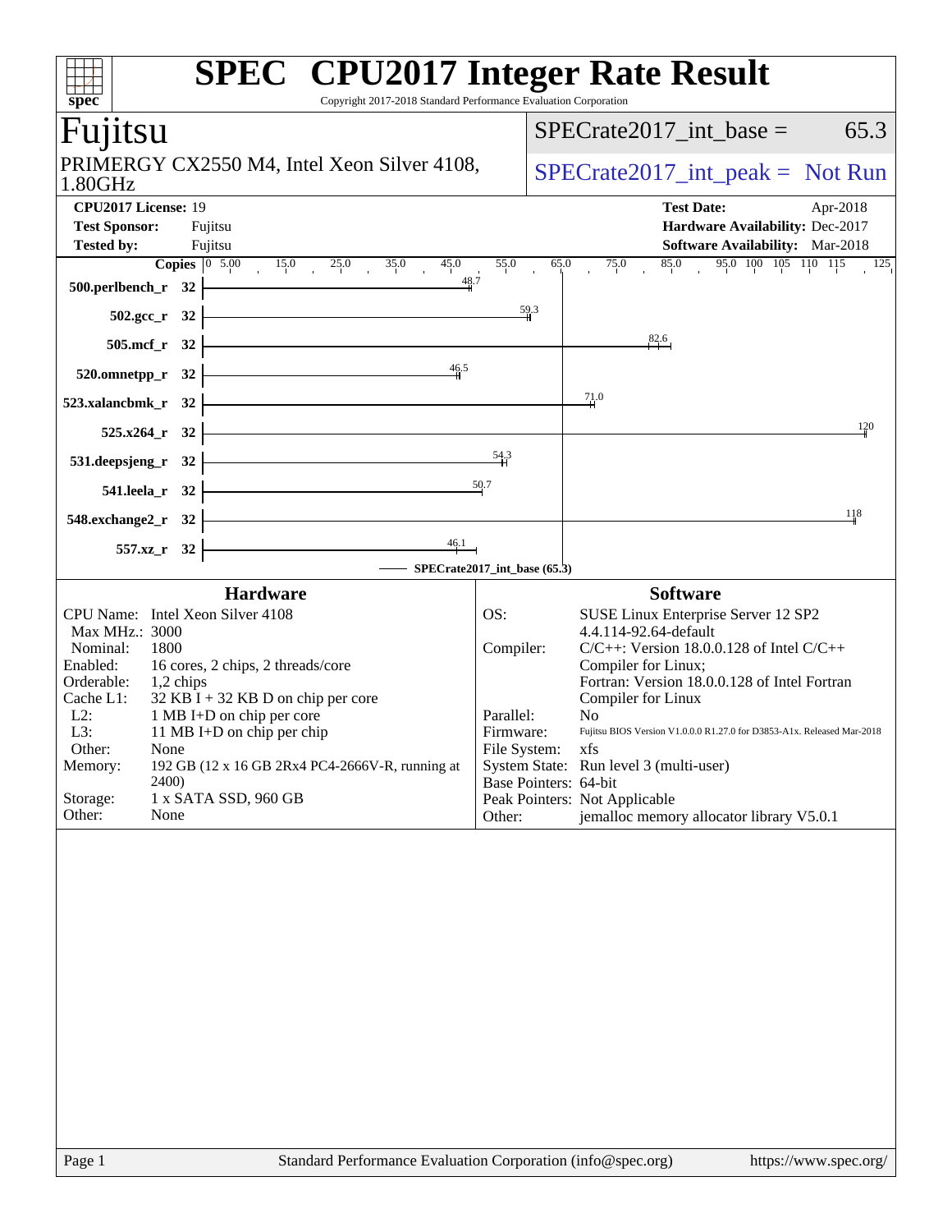# SPEC CPU2017 Integer Rate Result

Copyright 2017-2018 Standard Performance Evaluation Corporation

## Fujitsu

PRIMERGY CX2550 M4, Intel Xeon Silver 4108, 1.80GHz

SPECrate2017_int_base = 65.3

SPECrate2017_int_peak = Not Run

**CPU2017 License:** 19
**Test Sponsor:** Fujitsu
**Tested by:** Fujitsu

**Test Date:** Apr-2018
**Hardware Availability:** Dec-2017
**Software Availability:** Mar-2018

| Benchmark | Copies | Base Ratio |
|---|---|---|
| 500.perlbench_r | 32 | 48.7 |
| 502.gcc_r | 32 | 59.3 |
| 505.mcf_r | 32 | 82.6 |
| 520.omnetpp_r | 32 | 46.5 |
| 523.xalancbmk_r | 32 | 71.0 |
| 525.x264_r | 32 | 120 |
| 531.deepsjeng_r | 32 | 54.3 |
| 541.leela_r | 32 | 50.7 |
| 548.exchange2_r | 32 | 118 |
| 557.xz_r | 32 | 46.1 |

SPECrate2017_int_base (65.3)

### Hardware

| | |
|---|---|
| CPU Name: | Intel Xeon Silver 4108 |
| Max MHz.: | 3000 |
| Nominal: | 1800 |
| Enabled: | 16 cores, 2 chips, 2 threads/core |
| Orderable: | 1,2 chips |
| Cache L1: | 32 KB I + 32 KB D on chip per core |
| L2: | 1 MB I+D on chip per core |
| L3: | 11 MB I+D on chip per chip |
| Other: | None |
| Memory: | 192 GB (12 x 16 GB 2Rx4 PC4-2666V-R, running at 2400) |
| Storage: | 1 x SATA SSD, 960 GB |
| Other: | None |

### Software

| | |
|---|---|
| OS: | SUSE Linux Enterprise Server 12 SP2 4.4.114-92.64-default |
| Compiler: | C/C++: Version 18.0.0.128 of Intel C/C++ Compiler for Linux; Fortran: Version 18.0.0.128 of Intel Fortran Compiler for Linux |
| Parallel: | No |
| Firmware: | Fujitsu BIOS Version V1.0.0.0 R1.27.0 for D3853-A1x. Released Mar-2018 |
| File System: | xfs |
| System State: | Run level 3 (multi-user) |
| Base Pointers: | 64-bit |
| Peak Pointers: | Not Applicable |
| Other: | jemalloc memory allocator library V5.0.1 |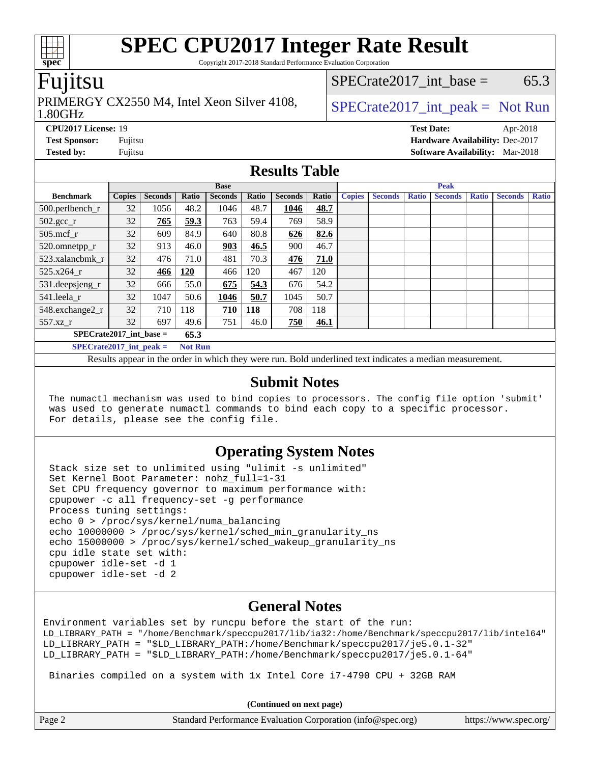# SPEC CPU2017 Integer Rate Result

Copyright 2017-2018 Standard Performance Evaluation Corporation

## Fujitsu

PRIMERGY CX2550 M4, Intel Xeon Silver 4108, 1.80GHz

SPECrate2017_int_base = 65.3

SPECrate2017_int_peak = Not Run

**CPU2017 License:** 19
**Test Sponsor:** Fujitsu
**Tested by:** Fujitsu

**Test Date:** Apr-2018
**Hardware Availability:** Dec-2017
**Software Availability:** Mar-2018

## Results Table

| Benchmark | Base | | | | | | | Peak | | | | | | |
|---|---|---|---|---|---|---|---|---|---|---|---|---|---|---|
| | Copies | Seconds | Ratio | Seconds | Ratio | Seconds | Ratio | Copies | Seconds | Ratio | Seconds | Ratio | Seconds | Ratio |
| 500.perlbench_r | 32 | 1056 | 48.2 | 1046 | 48.7 | **1046** | **48.7** | | | | | | | |
| 502.gcc_r | 32 | **765** | **59.3** | 763 | 59.4 | 769 | 58.9 | | | | | | | |
| 505.mcf_r | 32 | 609 | 84.9 | 640 | 80.8 | **626** | **82.6** | | | | | | | |
| 520.omnetpp_r | 32 | 913 | 46.0 | **903** | **46.5** | 900 | 46.7 | | | | | | | |
| 523.xalancbmk_r | 32 | 476 | 71.0 | 481 | 70.3 | **476** | **71.0** | | | | | | | |
| 525.x264_r | 32 | **466** | **120** | 466 | 120 | 467 | 120 | | | | | | | |
| 531.deepsjeng_r | 32 | 666 | 55.0 | **675** | **54.3** | 676 | 54.2 | | | | | | | |
| 541.leela_r | 32 | 1047 | 50.6 | **1046** | **50.7** | 1045 | 50.7 | | | | | | | |
| 548.exchange2_r | 32 | 710 | 118 | **710** | **118** | 708 | 118 | | | | | | | |
| 557.xz_r | 32 | 697 | 49.6 | 751 | 46.0 | **750** | **46.1** | | | | | | | |

**SPECrate2017_int_base = 65.3**

**SPECrate2017_int_peak = Not Run**

Results appear in the order in which they were run. Bold underlined text indicates a median measurement.

## Submit Notes

```
The numactl mechanism was used to bind copies to processors. The config file option 'submit'
was used to generate numactl commands to bind each copy to a specific processor.
For details, please see the config file.
```

## Operating System Notes

```
Stack size set to unlimited using "ulimit -s unlimited"
Set Kernel Boot Parameter: nohz_full=1-31
Set CPU frequency governor to maximum performance with:
cpupower -c all frequency-set -g performance
Process tuning settings:
echo 0 > /proc/sys/kernel/numa_balancing
echo 10000000 > /proc/sys/kernel/sched_min_granularity_ns
echo 15000000 > /proc/sys/kernel/sched_wakeup_granularity_ns
cpu idle state set with:
cpupower idle-set -d 1
cpupower idle-set -d 2
```

## General Notes

```
Environment variables set by runcpu before the start of the run:
LD_LIBRARY_PATH = "/home/Benchmark/speccpu2017/lib/ia32:/home/Benchmark/speccpu2017/lib/intel64"
LD_LIBRARY_PATH = "$LD_LIBRARY_PATH:/home/Benchmark/speccpu2017/je5.0.1-32"
LD_LIBRARY_PATH = "$LD_LIBRARY_PATH:/home/Benchmark/speccpu2017/je5.0.1-64"

 Binaries compiled on a system with 1x Intel Core i7-4790 CPU + 32GB RAM
```

**(Continued on next page)**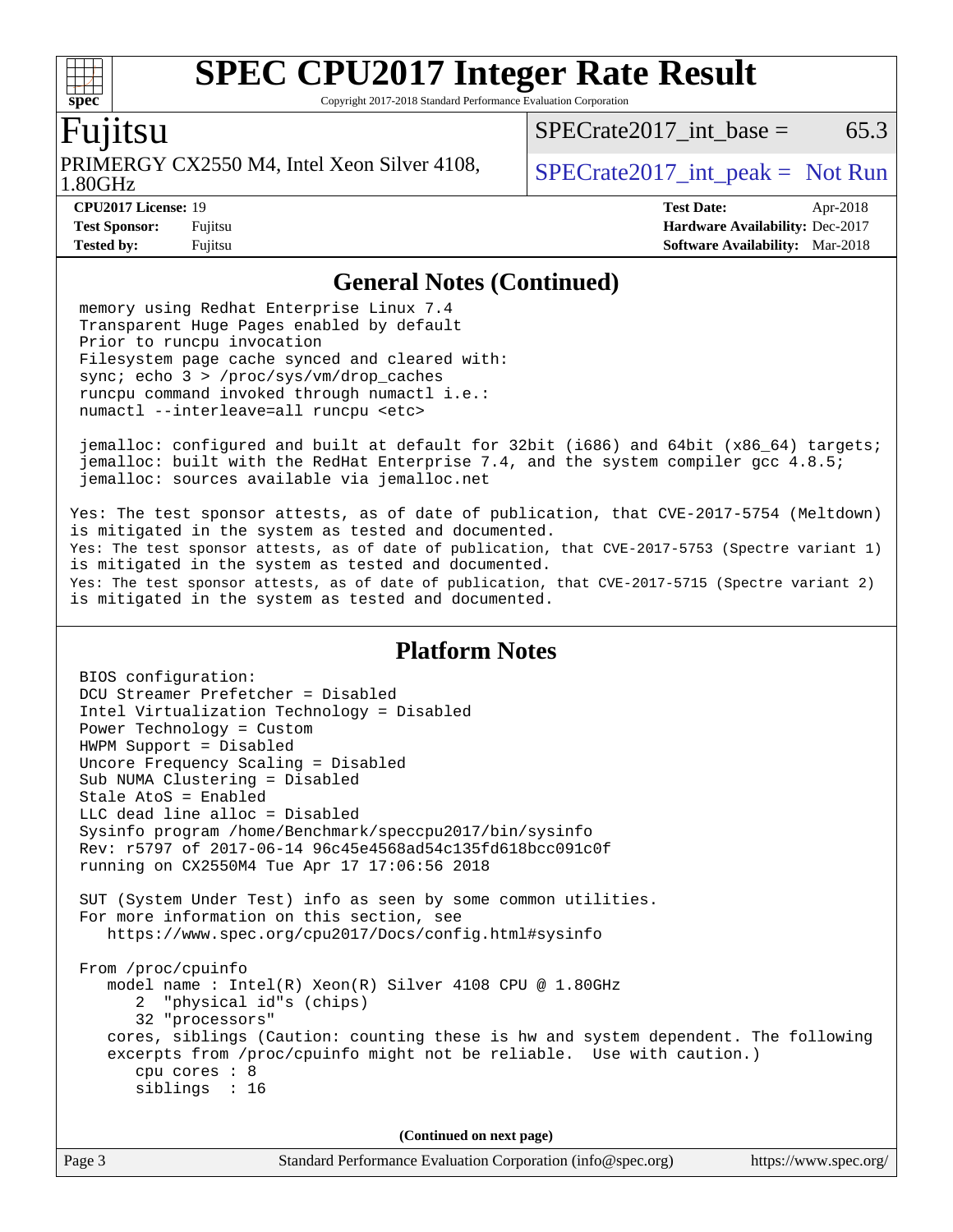## General Notes (Continued)

```
memory using Redhat Enterprise Linux 7.4
Transparent Huge Pages enabled by default
Prior to runcpu invocation
Filesystem page cache synced and cleared with:
sync; echo 3 > /proc/sys/vm/drop_caches
runcpu command invoked through numactl i.e.:
numactl --interleave=all runcpu <etc>

jemalloc: configured and built at default for 32bit (i686) and 64bit (x86_64) targets;
jemalloc: built with the RedHat Enterprise 7.4, and the system compiler gcc 4.8.5;
jemalloc: sources available via jemalloc.net
```

Yes: The test sponsor attests, as of date of publication, that CVE-2017-5754 (Meltdown) is mitigated in the system as tested and documented.
Yes: The test sponsor attests, as of date of publication, that CVE-2017-5753 (Spectre variant 1) is mitigated in the system as tested and documented.
Yes: The test sponsor attests, as of date of publication, that CVE-2017-5715 (Spectre variant 2) is mitigated in the system as tested and documented.

## Platform Notes

```
BIOS configuration:
DCU Streamer Prefetcher = Disabled
Intel Virtualization Technology = Disabled
Power Technology = Custom
HWPM Support = Disabled
Uncore Frequency Scaling = Disabled
Sub NUMA Clustering = Disabled
Stale AtoS = Enabled
LLC dead line alloc = Disabled
Sysinfo program /home/Benchmark/speccpu2017/bin/sysinfo
Rev: r5797 of 2017-06-14 96c45e4568ad54c135fd618bcc091c0f
running on CX2550M4 Tue Apr 17 17:06:56 2018

SUT (System Under Test) info as seen by some common utilities.
For more information on this section, see
   https://www.spec.org/cpu2017/Docs/config.html#sysinfo

From /proc/cpuinfo
   model name : Intel(R) Xeon(R) Silver 4108 CPU @ 1.80GHz
      2  "physical id"s (chips)
      32 "processors"
   cores, siblings (Caution: counting these is hw and system dependent. The following
   excerpts from /proc/cpuinfo might not be reliable.  Use with caution.)
      cpu cores : 8
      siblings  : 16
```

(Continued on next page)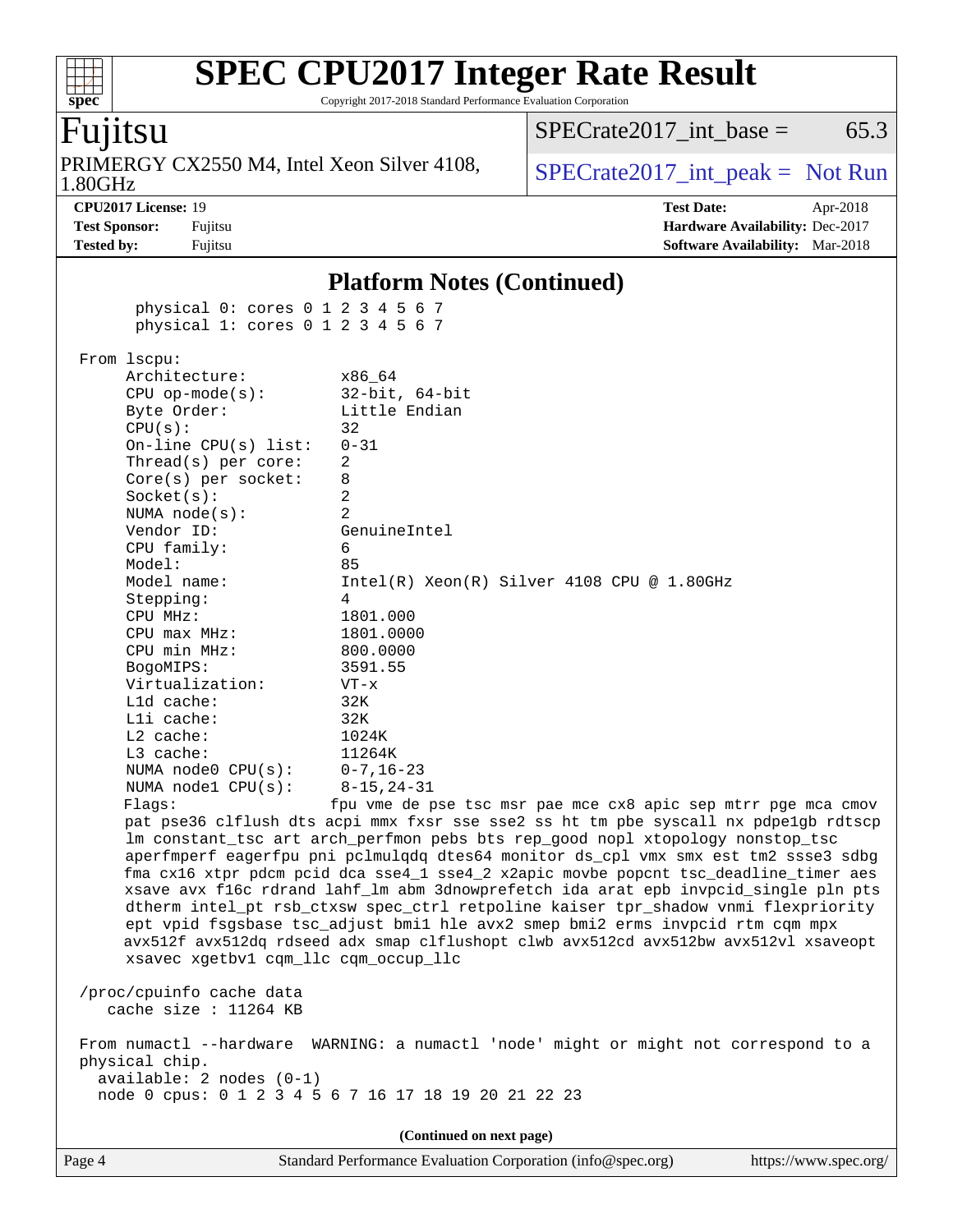## Platform Notes (Continued)

```
       physical 0: cores 0 1 2 3 4 5 6 7
       physical 1: cores 0 1 2 3 4 5 6 7

 From lscpu:
      Architecture:          x86_64
      CPU op-mode(s):        32-bit, 64-bit
      Byte Order:            Little Endian
      CPU(s):                32
      On-line CPU(s) list:   0-31
      Thread(s) per core:    2
      Core(s) per socket:    8
      Socket(s):             2
      NUMA node(s):          2
      Vendor ID:             GenuineIntel
      CPU family:            6
      Model:                 85
      Model name:            Intel(R) Xeon(R) Silver 4108 CPU @ 1.80GHz
      Stepping:              4
      CPU MHz:               1801.000
      CPU max MHz:           1801.0000
      CPU min MHz:           800.0000
      BogoMIPS:              3591.55
      Virtualization:        VT-x
      L1d cache:             32K
      L1i cache:             32K
      L2 cache:              1024K
      L3 cache:              11264K
      NUMA node0 CPU(s):     0-7,16-23
      NUMA node1 CPU(s):     8-15,24-31
      Flags:                fpu vme de pse tsc msr pae mce cx8 apic sep mtrr pge mca cmov
      pat pse36 clflush dts acpi mmx fxsr sse sse2 ss ht tm pbe syscall nx pdpe1gb rdtscp
      lm constant_tsc art arch_perfmon pebs bts rep_good nopl xtopology nonstop_tsc
      aperfmperf eagerfpu pni pclmulqdq dtes64 monitor ds_cpl vmx smx est tm2 ssse3 sdbg
      fma cx16 xtpr pdcm pcid dca sse4_1 sse4_2 x2apic movbe popcnt tsc_deadline_timer aes
      xsave avx f16c rdrand lahf_lm abm 3dnowprefetch ida arat epb invpcid_single pln pts
      dtherm intel_pt rsb_ctxsw spec_ctrl retpoline kaiser tpr_shadow vnmi flexpriority
      ept vpid fsgsbase tsc_adjust bmi1 hle avx2 smep bmi2 erms invpcid rtm cqm mpx
      avx512f avx512dq rdseed adx smap clflushopt clwb avx512cd avx512bw avx512vl xsaveopt
      xsavec xgetbv1 cqm_llc cqm_occup_llc

 /proc/cpuinfo cache data
    cache size : 11264 KB

 From numactl --hardware  WARNING: a numactl 'node' might or might not correspond to a
 physical chip.
   available: 2 nodes (0-1)
   node 0 cpus: 0 1 2 3 4 5 6 7 16 17 18 19 20 21 22 23
```

(Continued on next page)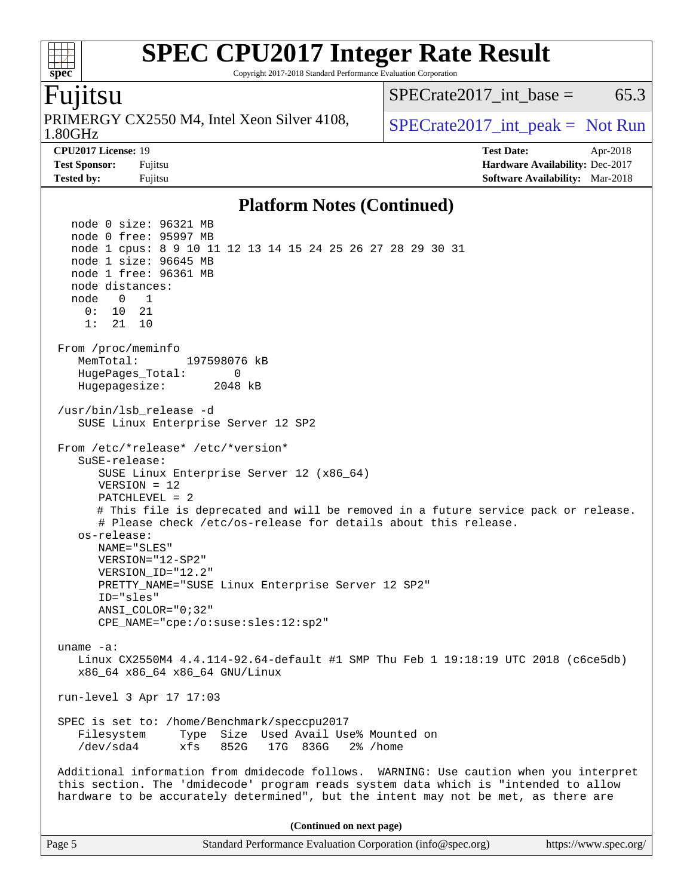## Platform Notes (Continued)

```
   node 0 size: 96321 MB
   node 0 free: 95997 MB
   node 1 cpus: 8 9 10 11 12 13 14 15 24 25 26 27 28 29 30 31
   node 1 size: 96645 MB
   node 1 free: 96361 MB
   node distances:
   node   0   1
     0:  10  21
     1:  21  10

 From /proc/meminfo
    MemTotal:       197598076 kB
    HugePages_Total:       0
    Hugepagesize:       2048 kB

 /usr/bin/lsb_release -d
    SUSE Linux Enterprise Server 12 SP2

 From /etc/*release* /etc/*version*
    SuSE-release:
       SUSE Linux Enterprise Server 12 (x86_64)
       VERSION = 12
       PATCHLEVEL = 2
       # This file is deprecated and will be removed in a future service pack or release.
       # Please check /etc/os-release for details about this release.
    os-release:
       NAME="SLES"
       VERSION="12-SP2"
       VERSION_ID="12.2"
       PRETTY_NAME="SUSE Linux Enterprise Server 12 SP2"
       ID="sles"
       ANSI_COLOR="0;32"
       CPE_NAME="cpe:/o:suse:sles:12:sp2"

 uname -a:
    Linux CX2550M4 4.4.114-92.64-default #1 SMP Thu Feb 1 19:18:19 UTC 2018 (c6ce5db)
    x86_64 x86_64 x86_64 GNU/Linux

 run-level 3 Apr 17 17:03

 SPEC is set to: /home/Benchmark/speccpu2017
    Filesystem     Type  Size  Used Avail Use% Mounted on
    /dev/sda4      xfs   852G   17G  836G   2% /home

 Additional information from dmidecode follows.  WARNING: Use caution when you interpret
 this section. The 'dmidecode' program reads system data which is "intended to allow
 hardware to be accurately determined", but the intent may not be met, as there are
```

**(Continued on next page)**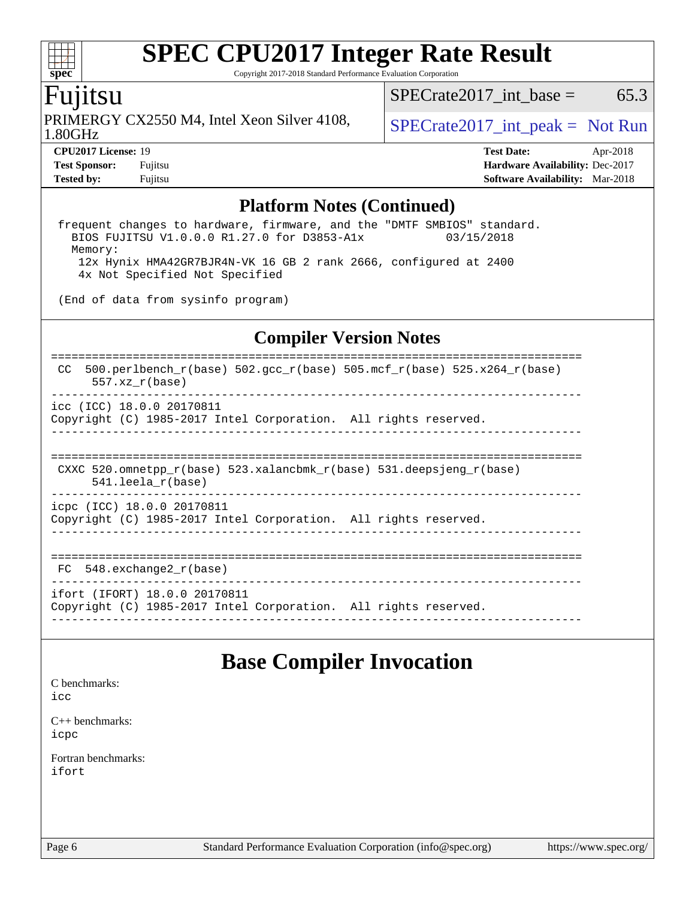# SPEC CPU2017 Integer Rate Result

Copyright 2017-2018 Standard Performance Evaluation Corporation

## Fujitsu

PRIMERGY CX2550 M4, Intel Xeon Silver 4108, 1.80GHz

SPECrate2017_int_base = 65.3

SPECrate2017_int_peak = Not Run

**CPU2017 License:** 19
**Test Sponsor:** Fujitsu
**Tested by:** Fujitsu

**Test Date:** Apr-2018
**Hardware Availability:** Dec-2017
**Software Availability:** Mar-2018

## Platform Notes (Continued)

```
 frequent changes to hardware, firmware, and the "DMTF SMBIOS" standard.
   BIOS FUJITSU V1.0.0.0 R1.27.0 for D3853-A1x            03/15/2018
   Memory:
    12x Hynix HMA42GR7BJR4N-VK 16 GB 2 rank 2666, configured at 2400
    4x Not Specified Not Specified

 (End of data from sysinfo program)
```

## Compiler Version Notes

```
==============================================================================
 CC  500.perlbench_r(base) 502.gcc_r(base) 505.mcf_r(base) 525.x264_r(base)
      557.xz_r(base)
------------------------------------------------------------------------------
icc (ICC) 18.0.0 20170811
Copyright (C) 1985-2017 Intel Corporation.  All rights reserved.
------------------------------------------------------------------------------

==============================================================================
 CXXC 520.omnetpp_r(base) 523.xalancbmk_r(base) 531.deepsjeng_r(base)
      541.leela_r(base)
------------------------------------------------------------------------------
icpc (ICC) 18.0.0 20170811
Copyright (C) 1985-2017 Intel Corporation.  All rights reserved.
------------------------------------------------------------------------------

==============================================================================
 FC  548.exchange2_r(base)
------------------------------------------------------------------------------
ifort (IFORT) 18.0.0 20170811
Copyright (C) 1985-2017 Intel Corporation.  All rights reserved.
------------------------------------------------------------------------------
```

# Base Compiler Invocation

C benchmarks:
icc

C++ benchmarks:
icpc

Fortran benchmarks:
ifort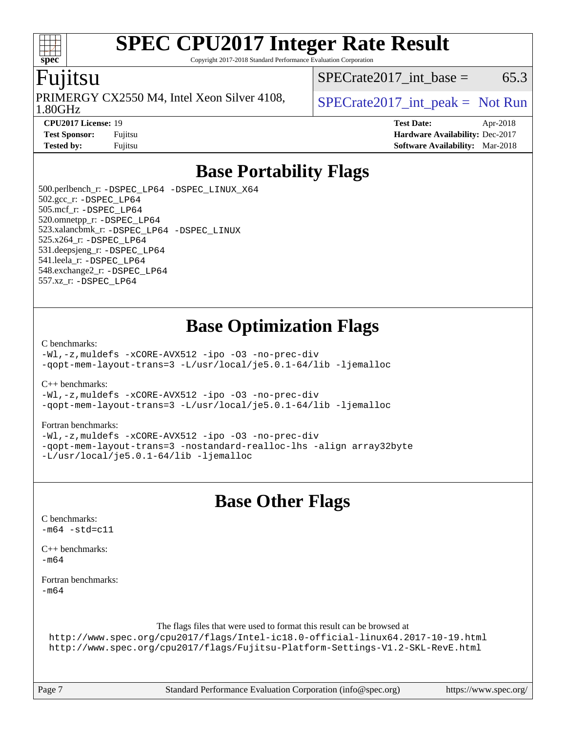# Base Portability Flags

500.perlbench_r: -DSPEC_LP64 -DSPEC_LINUX_X64
502.gcc_r: -DSPEC_LP64
505.mcf_r: -DSPEC_LP64
520.omnetpp_r: -DSPEC_LP64
523.xalancbmk_r: -DSPEC_LP64 -DSPEC_LINUX
525.x264_r: -DSPEC_LP64
531.deepsjeng_r: -DSPEC_LP64
541.leela_r: -DSPEC_LP64
548.exchange2_r: -DSPEC_LP64
557.xz_r: -DSPEC_LP64

# Base Optimization Flags

C benchmarks:
-Wl,-z,muldefs -xCORE-AVX512 -ipo -O3 -no-prec-div
-qopt-mem-layout-trans=3 -L/usr/local/je5.0.1-64/lib -ljemalloc

C++ benchmarks:
-Wl,-z,muldefs -xCORE-AVX512 -ipo -O3 -no-prec-div
-qopt-mem-layout-trans=3 -L/usr/local/je5.0.1-64/lib -ljemalloc

Fortran benchmarks:
-Wl,-z,muldefs -xCORE-AVX512 -ipo -O3 -no-prec-div
-qopt-mem-layout-trans=3 -nostandard-realloc-lhs -align array32byte
-L/usr/local/je5.0.1-64/lib -ljemalloc

# Base Other Flags

C benchmarks:
-m64 -std=c11

C++ benchmarks:
-m64

Fortran benchmarks:
-m64

The flags files that were used to format this result can be browsed at
http://www.spec.org/cpu2017/flags/Intel-ic18.0-official-linux64.2017-10-19.html
http://www.spec.org/cpu2017/flags/Fujitsu-Platform-Settings-V1.2-SKL-RevE.html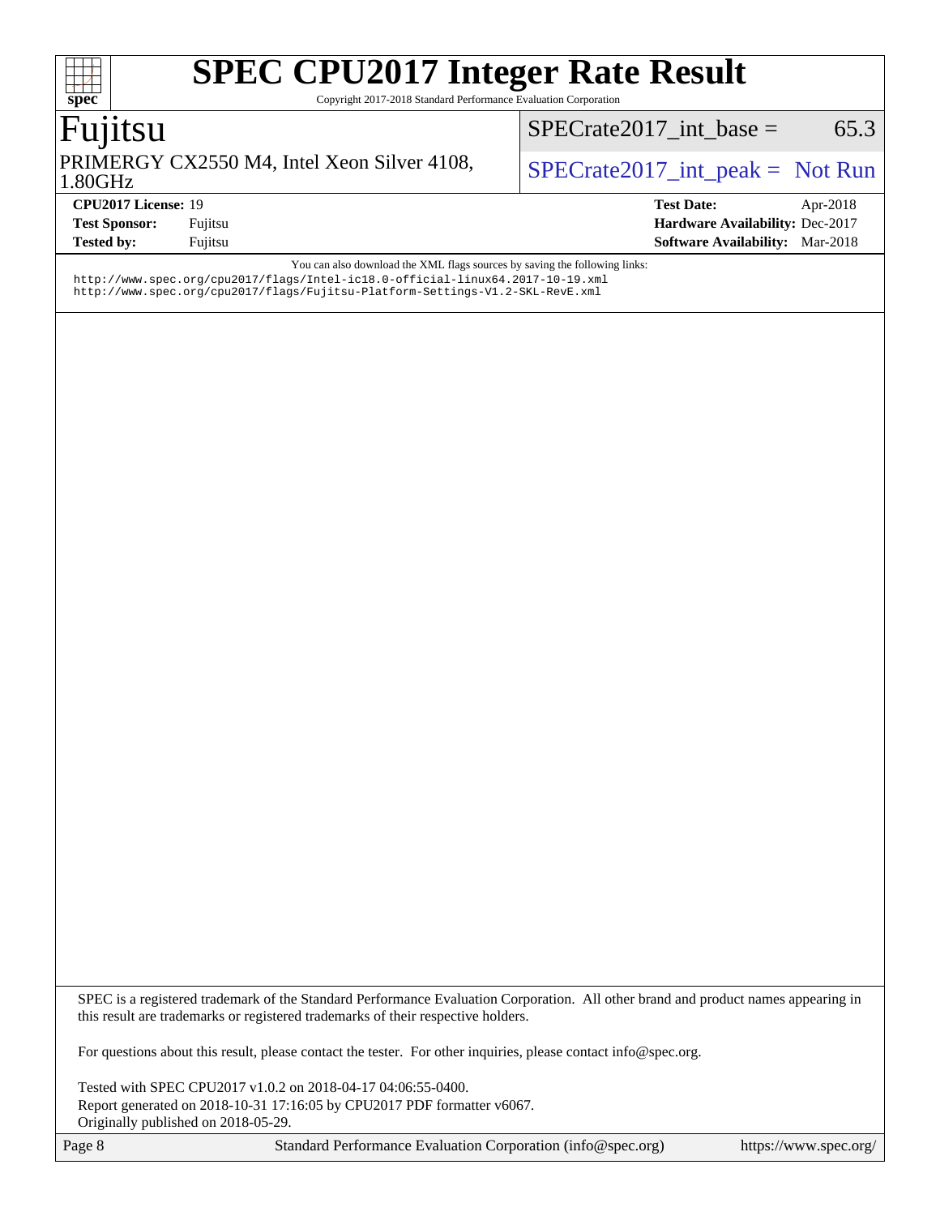# SPEC CPU2017 Integer Rate Result

Copyright 2017-2018 Standard Performance Evaluation Corporation

## Fujitsu

PRIMERGY CX2550 M4, Intel Xeon Silver 4108, 1.80GHz

SPECrate2017_int_base = 65.3

SPECrate2017_int_peak = Not Run

**CPU2017 License:** 19
**Test Sponsor:** Fujitsu
**Tested by:** Fujitsu

**Test Date:** Apr-2018
**Hardware Availability:** Dec-2017
**Software Availability:** Mar-2018

You can also download the XML flags sources by saving the following links:
http://www.spec.org/cpu2017/flags/Intel-ic18.0-official-linux64.2017-10-19.xml
http://www.spec.org/cpu2017/flags/Fujitsu-Platform-Settings-V1.2-SKL-RevE.xml

SPEC is a registered trademark of the Standard Performance Evaluation Corporation. All other brand and product names appearing in this result are trademarks or registered trademarks of their respective holders.

For questions about this result, please contact the tester. For other inquiries, please contact info@spec.org.

Tested with SPEC CPU2017 v1.0.2 on 2018-04-17 04:06:55-0400.
Report generated on 2018-10-31 17:16:05 by CPU2017 PDF formatter v6067.
Originally published on 2018-05-29.